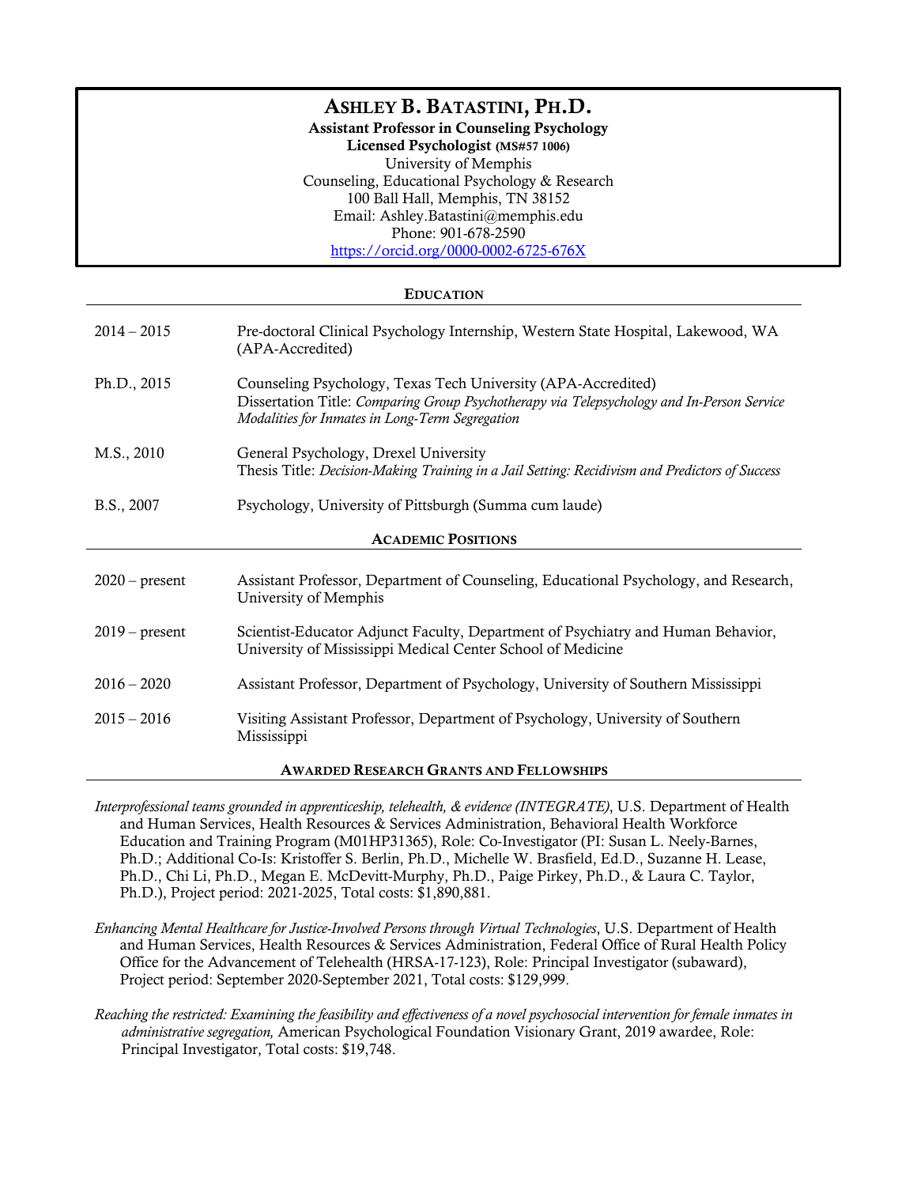# Ashley B. Batastini, Ph.D.

**Assistant Professor in Counseling Psychology**
**Licensed Psychologist (MS#57 1006)**
University of Memphis
Counseling, Educational Psychology & Research
100 Ball Hall, Memphis, TN 38152
Email: Ashley.Batastini@memphis.edu
Phone: 901-678-2590
[https://orcid.org/0000-0002-6725-676X](https://orcid.org/0000-0002-6725-676X)

## Education

| | |
|---|---|
| 2014 – 2015 | Pre-doctoral Clinical Psychology Internship, Western State Hospital, Lakewood, WA (APA-Accredited) |
| Ph.D., 2015 | Counseling Psychology, Texas Tech University (APA-Accredited)<br>Dissertation Title: *Comparing Group Psychotherapy via Telepsychology and In-Person Service Modalities for Inmates in Long-Term Segregation* |
| M.S., 2010 | General Psychology, Drexel University<br>Thesis Title: *Decision-Making Training in a Jail Setting: Recidivism and Predictors of Success* |
| B.S., 2007 | Psychology, University of Pittsburgh (Summa cum laude) |

## Academic Positions

| | |
|---|---|
| 2020 – present | Assistant Professor, Department of Counseling, Educational Psychology, and Research, University of Memphis |
| 2019 – present | Scientist-Educator Adjunct Faculty, Department of Psychiatry and Human Behavior, University of Mississippi Medical Center School of Medicine |
| 2016 – 2020 | Assistant Professor, Department of Psychology, University of Southern Mississippi |
| 2015 – 2016 | Visiting Assistant Professor, Department of Psychology, University of Southern Mississippi |

## Awarded Research Grants and Fellowships

*Interprofessional teams grounded in apprenticeship, telehealth, & evidence (INTEGRATE)*, U.S. Department of Health and Human Services, Health Resources & Services Administration, Behavioral Health Workforce Education and Training Program (M01HP31365), Role: Co-Investigator (PI: Susan L. Neely-Barnes, Ph.D.; Additional Co-Is: Kristoffer S. Berlin, Ph.D., Michelle W. Brasfield, Ed.D., Suzanne H. Lease, Ph.D., Chi Li, Ph.D., Megan E. McDevitt-Murphy, Ph.D., Paige Pirkey, Ph.D., & Laura C. Taylor, Ph.D.), Project period: 2021-2025, Total costs: $1,890,881.

*Enhancing Mental Healthcare for Justice-Involved Persons through Virtual Technologies*, U.S. Department of Health and Human Services, Health Resources & Services Administration, Federal Office of Rural Health Policy Office for the Advancement of Telehealth (HRSA-17-123), Role: Principal Investigator (subaward), Project period: September 2020-September 2021, Total costs: $129,999.

*Reaching the restricted: Examining the feasibility and effectiveness of a novel psychosocial intervention for female inmates in administrative segregation,* American Psychological Foundation Visionary Grant, 2019 awardee, Role: Principal Investigator, Total costs: $19,748.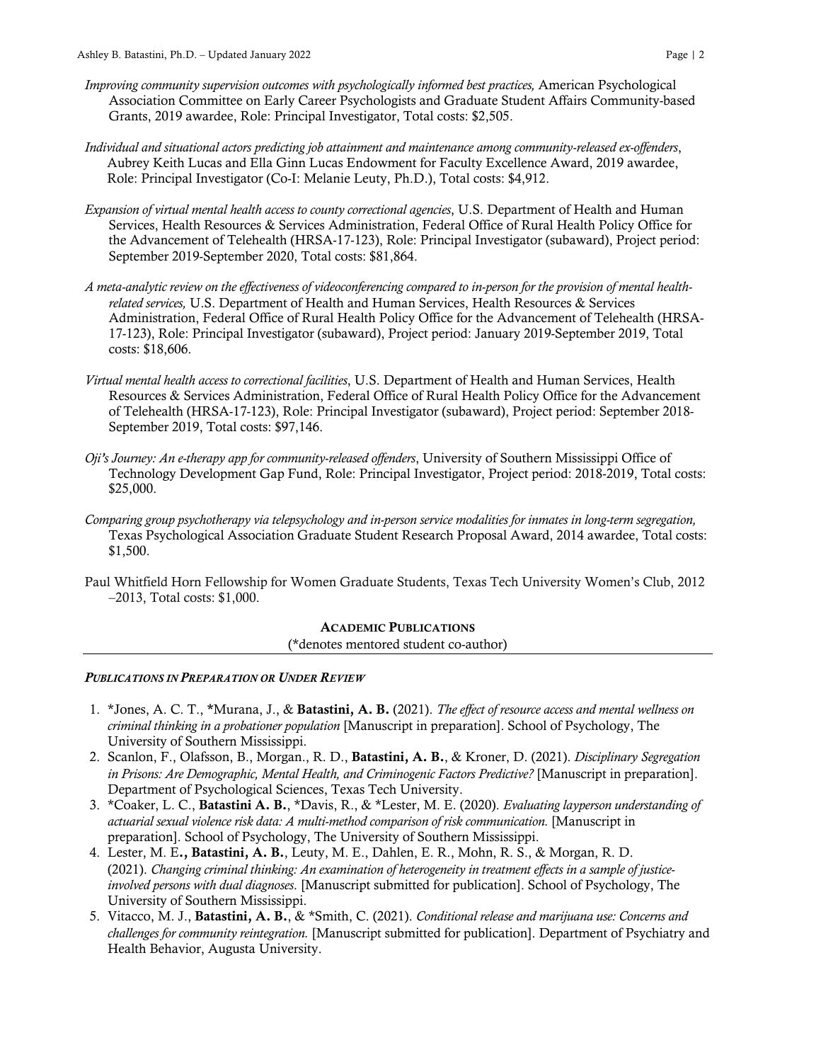*Improving community supervision outcomes with psychologically informed best practices,* American Psychological Association Committee on Early Career Psychologists and Graduate Student Affairs Community-based Grants, 2019 awardee, Role: Principal Investigator, Total costs: $2,505.

*Individual and situational actors predicting job attainment and maintenance among community-released ex-offenders*, Aubrey Keith Lucas and Ella Ginn Lucas Endowment for Faculty Excellence Award, 2019 awardee, Role: Principal Investigator (Co-I: Melanie Leuty, Ph.D.), Total costs: $4,912.

*Expansion of virtual mental health access to county correctional agencies*, U.S. Department of Health and Human Services, Health Resources & Services Administration, Federal Office of Rural Health Policy Office for the Advancement of Telehealth (HRSA-17-123), Role: Principal Investigator (subaward), Project period: September 2019-September 2020, Total costs: $81,864.

*A meta-analytic review on the effectiveness of videoconferencing compared to in-person for the provision of mental health-related services,* U.S. Department of Health and Human Services, Health Resources & Services Administration, Federal Office of Rural Health Policy Office for the Advancement of Telehealth (HRSA-17-123), Role: Principal Investigator (subaward), Project period: January 2019-September 2019, Total costs: $18,606.

*Virtual mental health access to correctional facilities*, U.S. Department of Health and Human Services, Health Resources & Services Administration, Federal Office of Rural Health Policy Office for the Advancement of Telehealth (HRSA-17-123), Role: Principal Investigator (subaward), Project period: September 2018-September 2019, Total costs: $97,146.

*Oji's Journey: An e-therapy app for community-released offenders*, University of Southern Mississippi Office of Technology Development Gap Fund, Role: Principal Investigator, Project period: 2018-2019, Total costs: $25,000.

*Comparing group psychotherapy via telepsychology and in-person service modalities for inmates in long-term segregation,* Texas Psychological Association Graduate Student Research Proposal Award, 2014 awardee, Total costs: $1,500.

Paul Whitfield Horn Fellowship for Women Graduate Students, Texas Tech University Women's Club, 2012 –2013, Total costs: $1,000.

## ACADEMIC PUBLICATIONS

(*denotes mentored student co-author)

### *PUBLICATIONS IN PREPARATION OR UNDER REVIEW*

1. *Jones, A. C. T., *Murana, J., & **Batastini, A. B.** (2021). *The effect of resource access and mental wellness on criminal thinking in a probationer population* [Manuscript in preparation]. School of Psychology, The University of Southern Mississippi.
2. Scanlon, F., Olafsson, B., Morgan., R. D., **Batastini, A. B.**, & Kroner, D. (2021). *Disciplinary Segregation in Prisons: Are Demographic, Mental Health, and Criminogenic Factors Predictive?* [Manuscript in preparation]. Department of Psychological Sciences, Texas Tech University.
3. *Coaker, L. C., **Batastini A. B.**, *Davis, R., & *Lester, M. E. (2020). *Evaluating layperson understanding of actuarial sexual violence risk data: A multi-method comparison of risk communication.* [Manuscript in preparation]. School of Psychology, The University of Southern Mississippi.
4. Lester, M. E**., Batastini, A. B.**, Leuty, M. E., Dahlen, E. R., Mohn, R. S., & Morgan, R. D. (2021). *Changing criminal thinking: An examination of heterogeneity in treatment effects in a sample of justice-involved persons with dual diagnoses*. [Manuscript submitted for publication]. School of Psychology, The University of Southern Mississippi.
5. Vitacco, M. J., **Batastini, A. B.**, & *Smith, C. (2021). *Conditional release and marijuana use: Concerns and challenges for community reintegration.* [Manuscript submitted for publication]. Department of Psychiatry and Health Behavior, Augusta University.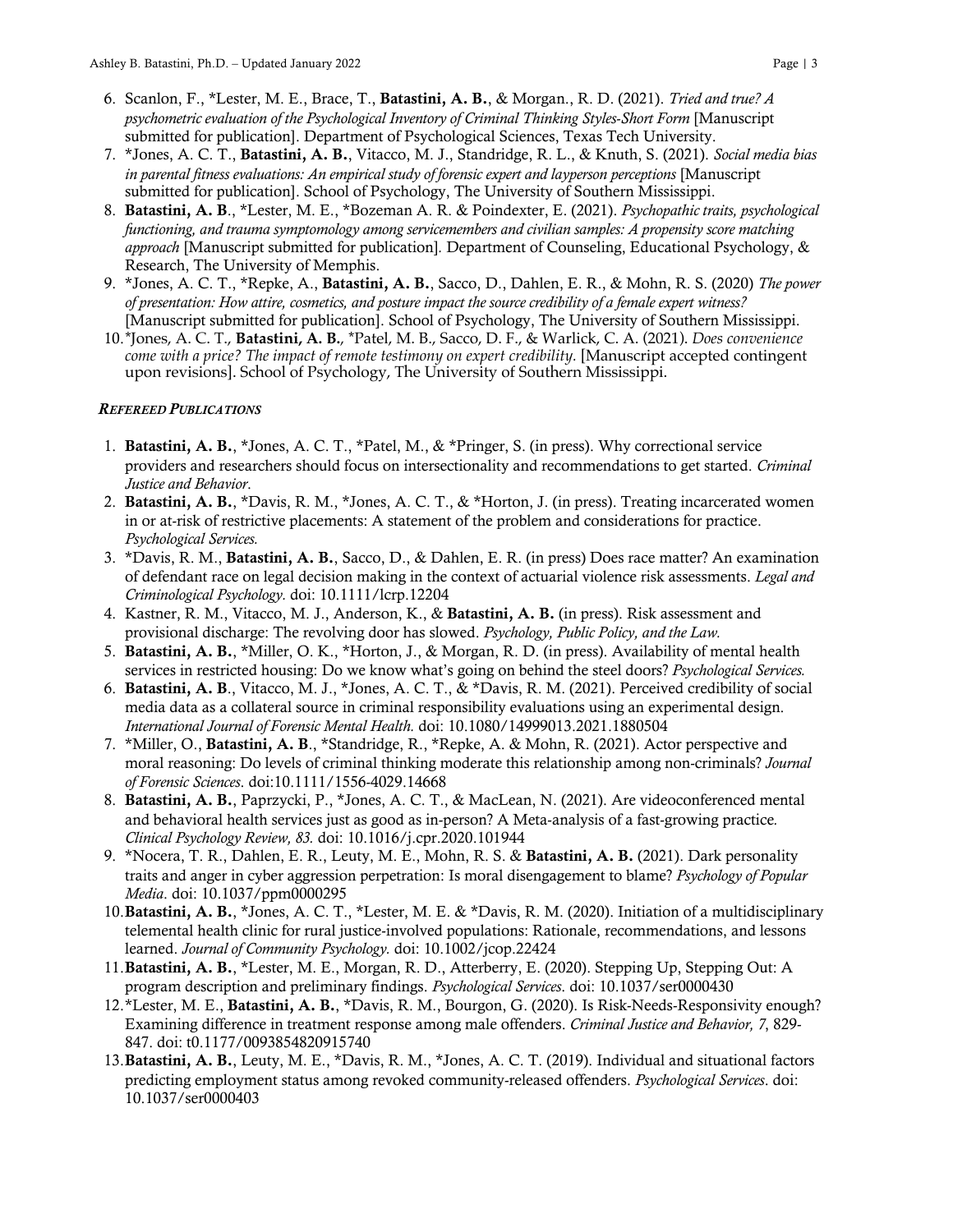6. Scanlon, F., *Lester, M. E., Brace, T., **Batastini, A. B.**, & Morgan., R. D. (2021). *Tried and true? A psychometric evaluation of the Psychological Inventory of Criminal Thinking Styles-Short Form* [Manuscript submitted for publication]. Department of Psychological Sciences, Texas Tech University.
7. *Jones, A. C. T., **Batastini, A. B.**, Vitacco, M. J., Standridge, R. L., & Knuth, S. (2021). *Social media bias in parental fitness evaluations: An empirical study of forensic expert and layperson perceptions* [Manuscript submitted for publication]. School of Psychology, The University of Southern Mississippi.
8. **Batastini, A. B**., *Lester, M. E., *Bozeman A. R. & Poindexter, E. (2021). *Psychopathic traits, psychological functioning, and trauma symptomology among servicemembers and civilian samples: A propensity score matching approach* [Manuscript submitted for publication]. Department of Counseling, Educational Psychology, & Research, The University of Memphis.
9. *Jones, A. C. T., *Repke, A., **Batastini, A. B.**, Sacco, D., Dahlen, E. R., & Mohn, R. S. (2020) *The power of presentation: How attire, cosmetics, and posture impact the source credibility of a female expert witness?* [Manuscript submitted for publication]. School of Psychology, The University of Southern Mississippi.
10. *Jones, A. C. T., **Batastini, A. B.**, *Patel, M. B., Sacco, D. F., & Warlick, C. A. (2021). *Does convenience come with a price? The impact of remote testimony on expert credibility*. [Manuscript accepted contingent upon revisions]. School of Psychology, The University of Southern Mississippi.

***Refereed Publications***

1. **Batastini, A. B.**, *Jones, A. C. T., *Patel, M., & *Pringer, S. (in press). Why correctional service providers and researchers should focus on intersectionality and recommendations to get started. *Criminal Justice and Behavior*.
2. **Batastini, A. B.**, *Davis, R. M., *Jones, A. C. T., & *Horton, J. (in press). Treating incarcerated women in or at-risk of restrictive placements: A statement of the problem and considerations for practice. *Psychological Services.*
3. *Davis, R. M., **Batastini, A. B.**, Sacco, D., & Dahlen, E. R. (in press) Does race matter? An examination of defendant race on legal decision making in the context of actuarial violence risk assessments. *Legal and Criminological Psychology.* doi: 10.1111/lcrp.12204
4. Kastner, R. M., Vitacco, M. J., Anderson, K., & **Batastini, A. B.** (in press). Risk assessment and provisional discharge: The revolving door has slowed. *Psychology, Public Policy, and the Law.*
5. **Batastini, A. B.**, *Miller, O. K., *Horton, J., & Morgan, R. D. (in press). Availability of mental health services in restricted housing: Do we know what's going on behind the steel doors? *Psychological Services.*
6. **Batastini, A. B**., Vitacco, M. J., *Jones, A. C. T., & *Davis, R. M. (2021). Perceived credibility of social media data as a collateral source in criminal responsibility evaluations using an experimental design. *International Journal of Forensic Mental Health.* doi: 10.1080/14999013.2021.1880504
7. *Miller, O., **Batastini, A. B**., *Standridge, R., *Repke, A. & Mohn, R. (2021). Actor perspective and moral reasoning: Do levels of criminal thinking moderate this relationship among non-criminals? *Journal of Forensic Sciences*. doi:10.1111/1556-4029.14668
8. **Batastini, A. B.**, Paprzycki, P., *Jones, A. C. T., & MacLean, N. (2021). Are videoconferenced mental and behavioral health services just as good as in-person? A Meta-analysis of a fast-growing practice*. Clinical Psychology Review, 83.* doi: 10.1016/j.cpr.2020.101944
9. *Nocera, T. R., Dahlen, E. R., Leuty, M. E., Mohn, R. S. & **Batastini, A. B.** (2021). Dark personality traits and anger in cyber aggression perpetration: Is moral disengagement to blame? *Psychology of Popular Media*. doi: 10.1037/ppm0000295
10. **Batastini, A. B.**, *Jones, A. C. T., *Lester, M. E. & *Davis, R. M. (2020). Initiation of a multidisciplinary telemental health clinic for rural justice-involved populations: Rationale, recommendations, and lessons learned. *Journal of Community Psychology.* doi: 10.1002/jcop.22424
11. **Batastini, A. B.**, *Lester, M. E., Morgan, R. D., Atterberry, E. (2020). Stepping Up, Stepping Out: A program description and preliminary findings. *Psychological Services*. doi: 10.1037/ser0000430
12. *Lester, M. E., **Batastini, A. B.**, *Davis, R. M., Bourgon, G. (2020). Is Risk-Needs-Responsivity enough? Examining difference in treatment response among male offenders. *Criminal Justice and Behavior, 7*, 829-847. doi: t0.1177/0093854820915740
13. **Batastini, A. B.**, Leuty, M. E., *Davis, R. M., *Jones, A. C. T. (2019). Individual and situational factors predicting employment status among revoked community-released offenders. *Psychological Services*. doi: 10.1037/ser0000403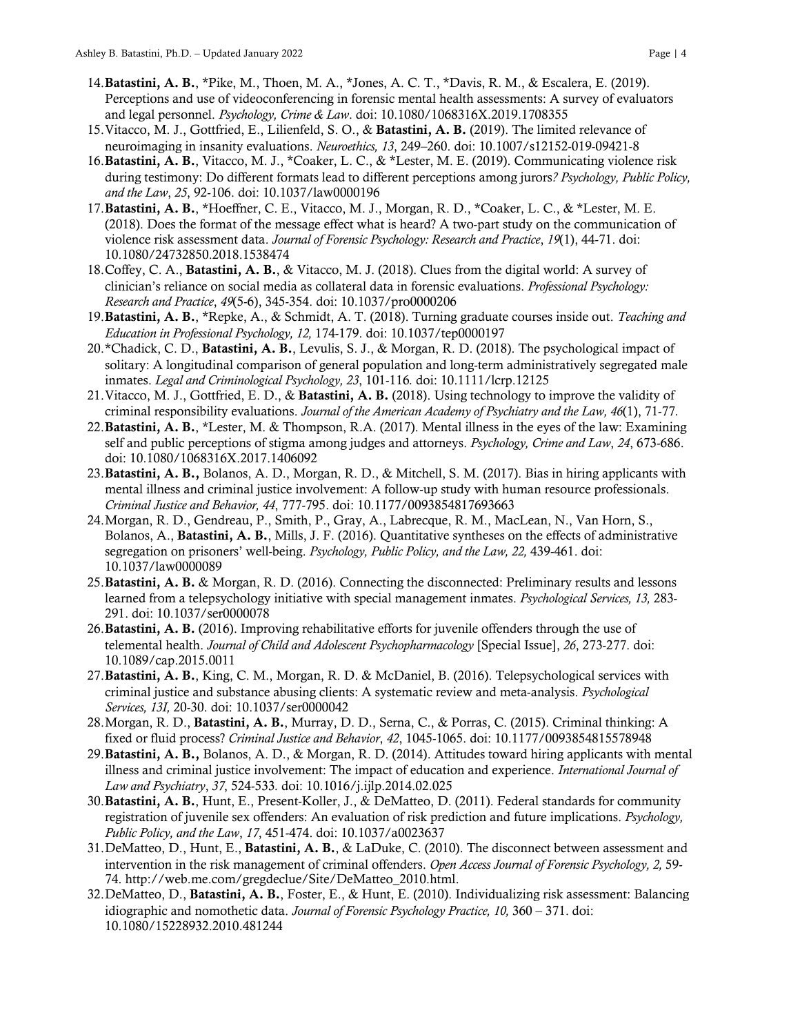14. **Batastini, A. B.**, *Pike, M., Thoen, M. A., *Jones, A. C. T., *Davis, R. M., & Escalera, E. (2019). Perceptions and use of videoconferencing in forensic mental health assessments: A survey of evaluators and legal personnel. *Psychology, Crime & Law*. doi: 10.1080/1068316X.2019.1708355
15. Vitacco, M. J., Gottfried, E., Lilienfeld, S. O., & **Batastini, A. B.** (2019). The limited relevance of neuroimaging in insanity evaluations. *Neuroethics, 13*, 249–260. doi: 10.1007/s12152-019-09421-8
16. **Batastini, A. B.**, Vitacco, M. J., *Coaker, L. C., & *Lester, M. E. (2019). Communicating violence risk during testimony: Do different formats lead to different perceptions among jurors*? Psychology, Public Policy, and the Law*, *25*, 92-106. doi: 10.1037/law0000196
17. **Batastini, A. B.**, *Hoeffner, C. E., Vitacco, M. J., Morgan, R. D., *Coaker, L. C., & *Lester, M. E. (2018). Does the format of the message effect what is heard? A two-part study on the communication of violence risk assessment data. *Journal of Forensic Psychology: Research and Practice*, *19*(1), 44-71. doi: 10.1080/24732850.2018.1538474
18. Coffey, C. A., **Batastini, A. B.**, & Vitacco, M. J. (2018). Clues from the digital world: A survey of clinician's reliance on social media as collateral data in forensic evaluations. *Professional Psychology: Research and Practice*, *49*(5-6), 345-354. doi: 10.1037/pro0000206
19. **Batastini, A. B.**, *Repke, A., & Schmidt, A. T. (2018). Turning graduate courses inside out. *Teaching and Education in Professional Psychology, 12,* 174-179. doi: 10.1037/tep0000197
20. *Chadick, C. D., **Batastini, A. B.**, Levulis, S. J., & Morgan, R. D. (2018). The psychological impact of solitary: A longitudinal comparison of general population and long-term administratively segregated male inmates. *Legal and Criminological Psychology, 23*, 101-116*.* doi: 10.1111/lcrp.12125
21. Vitacco, M. J., Gottfried, E. D., & **Batastini, A. B.** (2018). Using technology to improve the validity of criminal responsibility evaluations. *Journal of the American Academy of Psychiatry and the Law, 46*(1), 71-77.
22. **Batastini, A. B.**, *Lester, M. & Thompson, R.A. (2017). Mental illness in the eyes of the law: Examining self and public perceptions of stigma among judges and attorneys. *Psychology, Crime and Law*, *24*, 673-686. doi: 10.1080/1068316X.2017.1406092
23. **Batastini, A. B.,** Bolanos, A. D., Morgan, R. D., & Mitchell, S. M. (2017). Bias in hiring applicants with mental illness and criminal justice involvement: A follow-up study with human resource professionals. *Criminal Justice and Behavior, 44*, 777-795. doi: 10.1177/0093854817693663
24. Morgan, R. D., Gendreau, P., Smith, P., Gray, A., Labrecque, R. M., MacLean, N., Van Horn, S., Bolanos, A., **Batastini, A. B.**, Mills, J. F. (2016). Quantitative syntheses on the effects of administrative segregation on prisoners' well-being. *Psychology, Public Policy, and the Law, 22,* 439-461. doi: 10.1037/law0000089
25. **Batastini, A. B.** & Morgan, R. D. (2016). Connecting the disconnected: Preliminary results and lessons learned from a telepsychology initiative with special management inmates. *Psychological Services, 13,* 283-291. doi: 10.1037/ser0000078
26. **Batastini, A. B.** (2016). Improving rehabilitative efforts for juvenile offenders through the use of telemental health. *Journal of Child and Adolescent Psychopharmacology* [Special Issue], *26*, 273-277. doi: 10.1089/cap.2015.0011
27. **Batastini, A. B.**, King, C. M., Morgan, R. D. & McDaniel, B. (2016). Telepsychological services with criminal justice and substance abusing clients: A systematic review and meta-analysis. *Psychological Services, 13I,* 20-30. doi: 10.1037/ser0000042
28. Morgan, R. D., **Batastini, A. B.**, Murray, D. D., Serna, C., & Porras, C. (2015). Criminal thinking: A fixed or fluid process? *Criminal Justice and Behavior*, *42*, 1045-1065. doi: 10.1177/0093854815578948
29. **Batastini, A. B.,** Bolanos, A. D., & Morgan, R. D. (2014). Attitudes toward hiring applicants with mental illness and criminal justice involvement: The impact of education and experience. *International Journal of Law and Psychiatry*, *37*, 524-533*.* doi: 10.1016/j.ijlp.2014.02.025
30. **Batastini, A. B.**, Hunt, E., Present-Koller, J., & DeMatteo, D. (2011). Federal standards for community registration of juvenile sex offenders: An evaluation of risk prediction and future implications. *Psychology, Public Policy, and the Law*, *17*, 451-474. doi: 10.1037/a0023637
31. DeMatteo, D., Hunt, E., **Batastini, A. B.**, & LaDuke, C. (2010). The disconnect between assessment and intervention in the risk management of criminal offenders. *Open Access Journal of Forensic Psychology, 2,* 59-74. http://web.me.com/gregdeclue/Site/DeMatteo_2010.html.
32. DeMatteo, D., **Batastini, A. B.**, Foster, E., & Hunt, E. (2010). Individualizing risk assessment: Balancing idiographic and nomothetic data. *Journal of Forensic Psychology Practice, 10,* 360 – 371. doi: 10.1080/15228932.2010.481244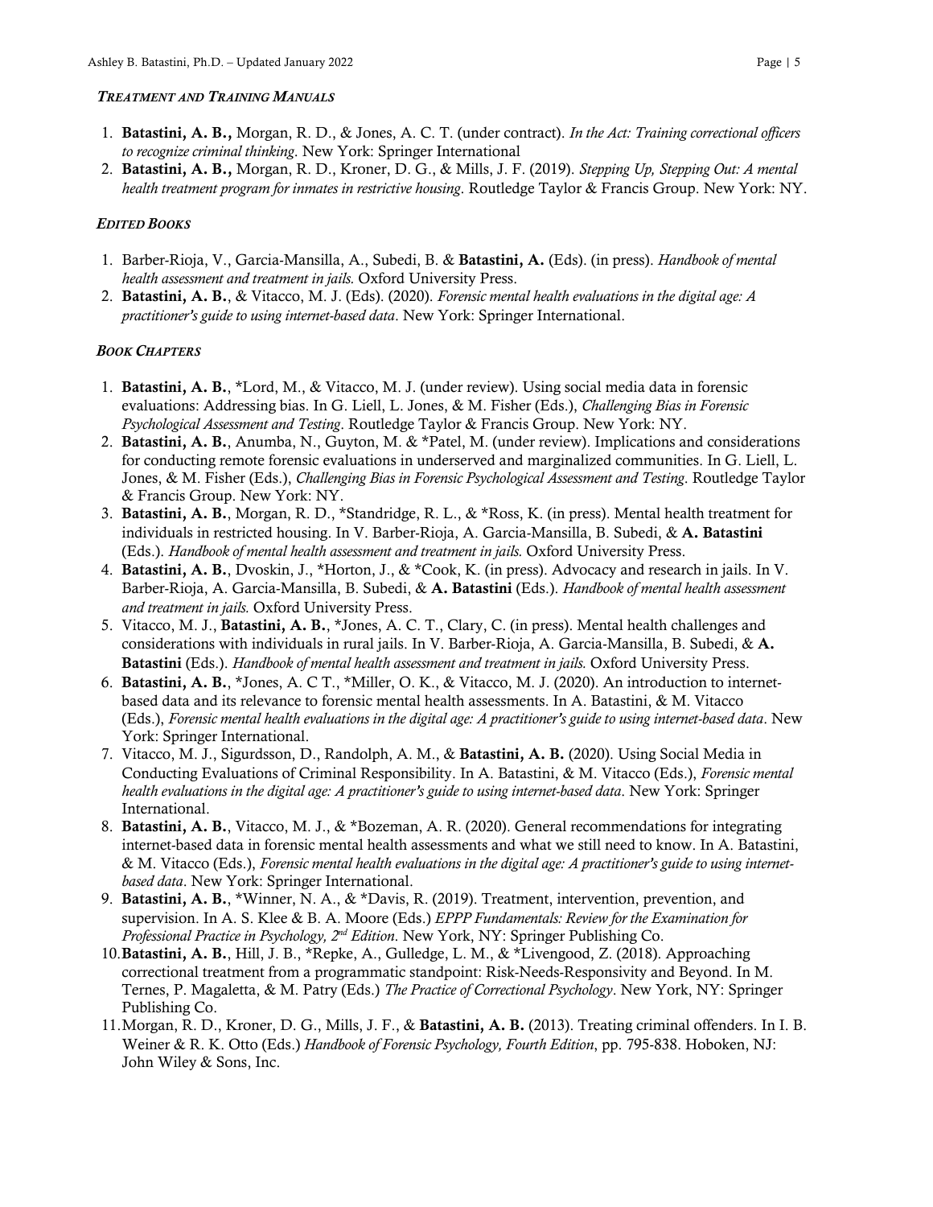### *Treatment and Training Manuals*

1. **Batastini, A. B.,** Morgan, R. D., & Jones, A. C. T. (under contract). *In the Act: Training correctional officers to recognize criminal thinking*. New York: Springer International
2. **Batastini, A. B.,** Morgan, R. D., Kroner, D. G., & Mills, J. F. (2019). *Stepping Up, Stepping Out: A mental health treatment program for inmates in restrictive housing*. Routledge Taylor & Francis Group. New York: NY.

### *Edited Books*

1. Barber-Rioja, V., Garcia-Mansilla, A., Subedi, B. & **Batastini, A.** (Eds). (in press). *Handbook of mental health assessment and treatment in jails.* Oxford University Press.
2. **Batastini, A. B.**, & Vitacco, M. J. (Eds). (2020). *Forensic mental health evaluations in the digital age: A practitioner's guide to using internet-based data*. New York: Springer International.

### *Book Chapters*

1. **Batastini, A. B.**, *Lord, M., & Vitacco, M. J. (under review). Using social media data in forensic evaluations: Addressing bias. In G. Liell, L. Jones, & M. Fisher (Eds.), *Challenging Bias in Forensic Psychological Assessment and Testing*. Routledge Taylor & Francis Group. New York: NY.
2. **Batastini, A. B.**, Anumba, N., Guyton, M. & *Patel, M. (under review). Implications and considerations for conducting remote forensic evaluations in underserved and marginalized communities. In G. Liell, L. Jones, & M. Fisher (Eds.), *Challenging Bias in Forensic Psychological Assessment and Testing*. Routledge Taylor & Francis Group. New York: NY.
3. **Batastini, A. B.**, Morgan, R. D., *Standridge, R. L., & *Ross, K. (in press). Mental health treatment for individuals in restricted housing. In V. Barber-Rioja, A. Garcia-Mansilla, B. Subedi, & **A. Batastini** (Eds.). *Handbook of mental health assessment and treatment in jails.* Oxford University Press.
4. **Batastini, A. B.**, Dvoskin, J., *Horton, J., & *Cook, K. (in press). Advocacy and research in jails. In V. Barber-Rioja, A. Garcia-Mansilla, B. Subedi, & **A. Batastini** (Eds.). *Handbook of mental health assessment and treatment in jails.* Oxford University Press.
5. Vitacco, M. J., **Batastini, A. B.**, *Jones, A. C. T., Clary, C. (in press). Mental health challenges and considerations with individuals in rural jails. In V. Barber-Rioja, A. Garcia-Mansilla, B. Subedi, & **A. Batastini** (Eds.). *Handbook of mental health assessment and treatment in jails.* Oxford University Press.
6. **Batastini, A. B.**, *Jones, A. C T., *Miller, O. K., & Vitacco, M. J. (2020). An introduction to internet-based data and its relevance to forensic mental health assessments. In A. Batastini, & M. Vitacco (Eds.), *Forensic mental health evaluations in the digital age: A practitioner's guide to using internet-based data*. New York: Springer International.
7. Vitacco, M. J., Sigurdsson, D., Randolph, A. M., & **Batastini, A. B.** (2020). Using Social Media in Conducting Evaluations of Criminal Responsibility. In A. Batastini, & M. Vitacco (Eds.), *Forensic mental health evaluations in the digital age: A practitioner's guide to using internet-based data*. New York: Springer International.
8. **Batastini, A. B.**, Vitacco, M. J., & *Bozeman, A. R. (2020). General recommendations for integrating internet-based data in forensic mental health assessments and what we still need to know. In A. Batastini, & M. Vitacco (Eds.), *Forensic mental health evaluations in the digital age: A practitioner's guide to using internet-based data*. New York: Springer International.
9. **Batastini, A. B.**, *Winner, N. A., & *Davis, R. (2019). Treatment, intervention, prevention, and supervision. In A. S. Klee & B. A. Moore (Eds.) *EPPP Fundamentals: Review for the Examination for Professional Practice in Psychology, 2nd Edition*. New York, NY: Springer Publishing Co.
10. **Batastini, A. B.**, Hill, J. B., *Repke, A., Gulledge, L. M., & *Livengood, Z. (2018). Approaching correctional treatment from a programmatic standpoint: Risk-Needs-Responsivity and Beyond. In M. Ternes, P. Magaletta, & M. Patry (Eds.) *The Practice of Correctional Psychology*. New York, NY: Springer Publishing Co.
11. Morgan, R. D., Kroner, D. G., Mills, J. F., & **Batastini, A. B.** (2013). Treating criminal offenders. In I. B. Weiner & R. K. Otto (Eds.) *Handbook of Forensic Psychology, Fourth Edition*, pp. 795-838. Hoboken, NJ: John Wiley & Sons, Inc.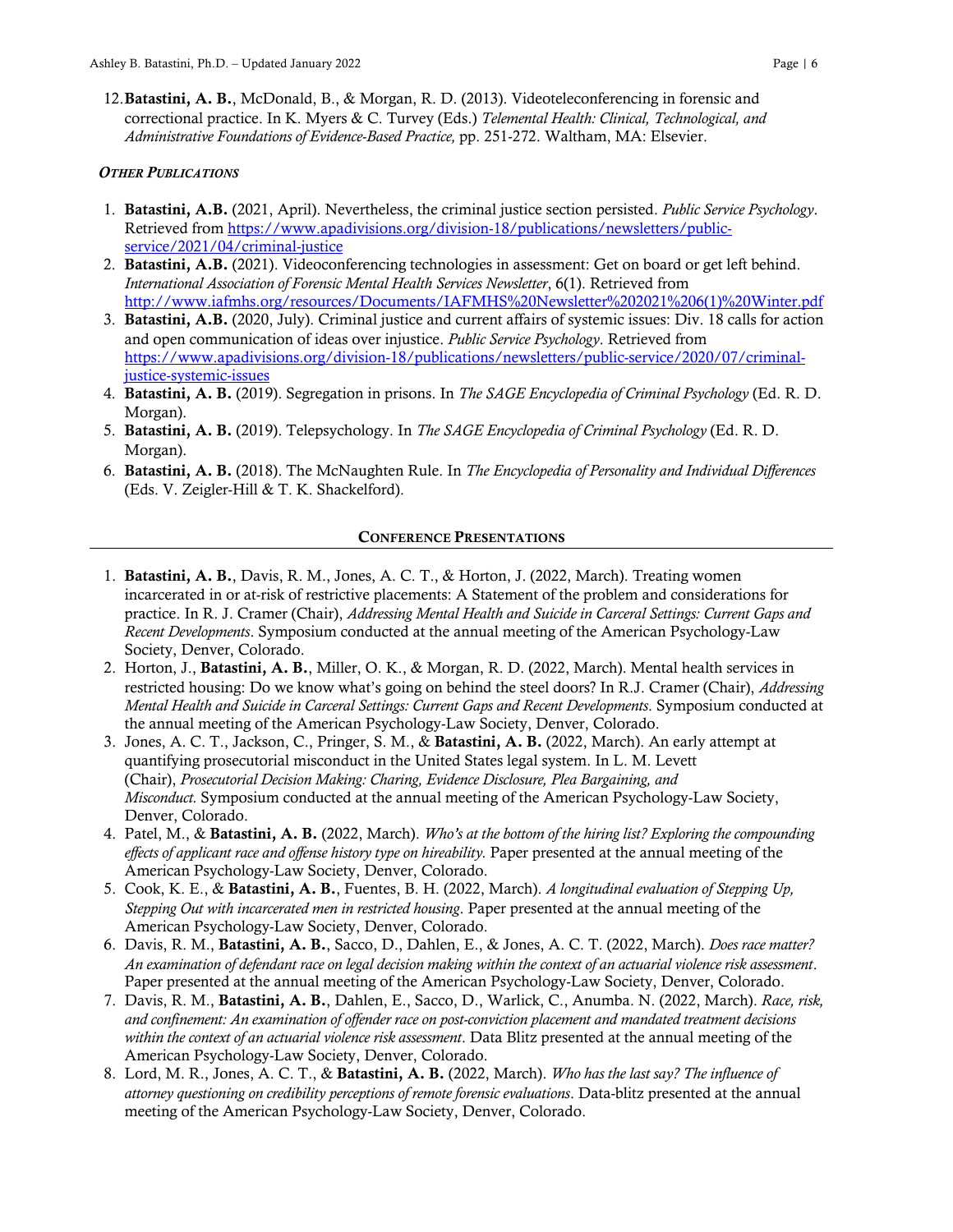12. **Batastini, A. B.**, McDonald, B., & Morgan, R. D. (2013). Videoteleconferencing in forensic and correctional practice. In K. Myers & C. Turvey (Eds.) *Telemental Health: Clinical, Technological, and Administrative Foundations of Evidence-Based Practice,* pp. 251-272. Waltham, MA: Elsevier.

### *Other Publications*

1. **Batastini, A.B.** (2021, April). Nevertheless, the criminal justice section persisted. *Public Service Psychology*. Retrieved from https://www.apadivisions.org/division-18/publications/newsletters/public-service/2021/04/criminal-justice
2. **Batastini, A.B.** (2021). Videoconferencing technologies in assessment: Get on board or get left behind. *International Association of Forensic Mental Health Services Newsletter*, 6(1). Retrieved from http://www.iafmhs.org/resources/Documents/IAFMHS%20Newsletter%202021%206(1)%20Winter.pdf
3. **Batastini, A.B.** (2020, July). Criminal justice and current affairs of systemic issues: Div. 18 calls for action and open communication of ideas over injustice. *Public Service Psychology*. Retrieved from https://www.apadivisions.org/division-18/publications/newsletters/public-service/2020/07/criminal-justice-systemic-issues
4. **Batastini, A. B.** (2019). Segregation in prisons. In *The SAGE Encyclopedia of Criminal Psychology* (Ed. R. D. Morgan).
5. **Batastini, A. B.** (2019). Telepsychology. In *The SAGE Encyclopedia of Criminal Psychology* (Ed. R. D. Morgan).
6. **Batastini, A. B.** (2018). The McNaughten Rule. In *The Encyclopedia of Personality and Individual Differences* (Eds. V. Zeigler-Hill & T. K. Shackelford).

## Conference Presentations

1. **Batastini, A. B.**, Davis, R. M., Jones, A. C. T., & Horton, J. (2022, March). Treating women incarcerated in or at-risk of restrictive placements: A Statement of the problem and considerations for practice. In R. J. Cramer (Chair), *Addressing Mental Health and Suicide in Carceral Settings: Current Gaps and Recent Developments*. Symposium conducted at the annual meeting of the American Psychology-Law Society, Denver, Colorado.
2. Horton, J., **Batastini, A. B.**, Miller, O. K., & Morgan, R. D. (2022, March). Mental health services in restricted housing: Do we know what's going on behind the steel doors? In R.J. Cramer (Chair), *Addressing Mental Health and Suicide in Carceral Settings: Current Gaps and Recent Developments*. Symposium conducted at the annual meeting of the American Psychology-Law Society, Denver, Colorado.
3. Jones, A. C. T., Jackson, C., Pringer, S. M., & **Batastini, A. B.** (2022, March). An early attempt at quantifying prosecutorial misconduct in the United States legal system. In L. M. Levett (Chair), *Prosecutorial Decision Making: Charing, Evidence Disclosure, Plea Bargaining, and Misconduct.* Symposium conducted at the annual meeting of the American Psychology-Law Society, Denver, Colorado.
4. Patel, M., & **Batastini, A. B.** (2022, March). *Who's at the bottom of the hiring list? Exploring the compounding effects of applicant race and offense history type on hireability.* Paper presented at the annual meeting of the American Psychology-Law Society, Denver, Colorado.
5. Cook, K. E., & **Batastini, A. B.**, Fuentes, B. H. (2022, March). *A longitudinal evaluation of Stepping Up, Stepping Out with incarcerated men in restricted housing*. Paper presented at the annual meeting of the American Psychology-Law Society, Denver, Colorado.
6. Davis, R. M., **Batastini, A. B.**, Sacco, D., Dahlen, E., & Jones, A. C. T. (2022, March). *Does race matter? An examination of defendant race on legal decision making within the context of an actuarial violence risk assessment*. Paper presented at the annual meeting of the American Psychology-Law Society, Denver, Colorado.
7. Davis, R. M., **Batastini, A. B.**, Dahlen, E., Sacco, D., Warlick, C., Anumba. N. (2022, March). *Race, risk, and confinement: An examination of offender race on post-conviction placement and mandated treatment decisions within the context of an actuarial violence risk assessment*. Data Blitz presented at the annual meeting of the American Psychology-Law Society, Denver, Colorado.
8. Lord, M. R., Jones, A. C. T., & **Batastini, A. B.** (2022, March). *Who has the last say? The influence of attorney questioning on credibility perceptions of remote forensic evaluations*. Data-blitz presented at the annual meeting of the American Psychology-Law Society, Denver, Colorado.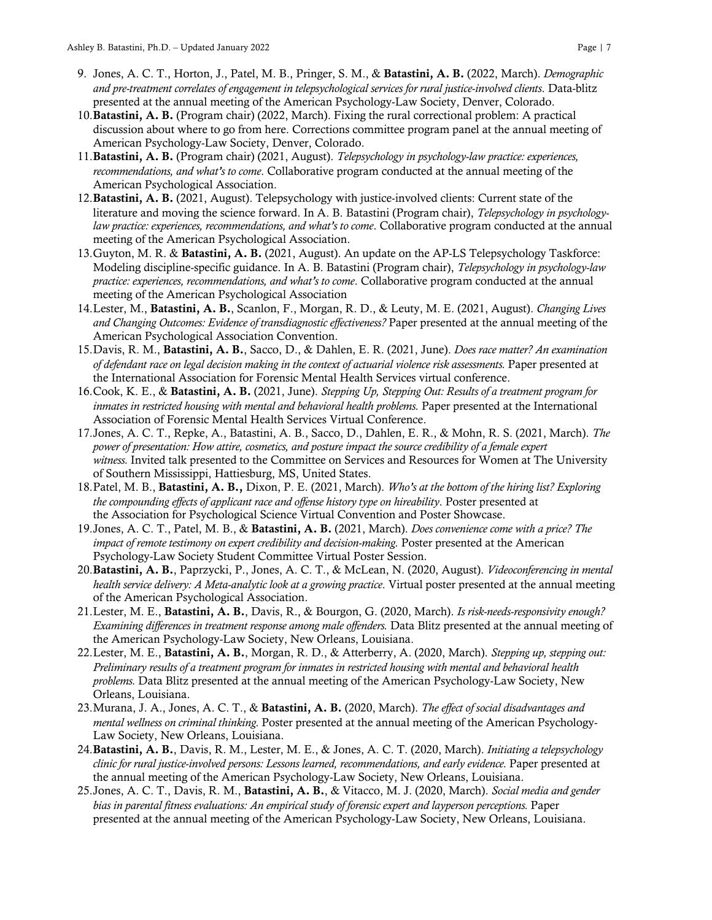9. Jones, A. C. T., Horton, J., Patel, M. B., Pringer, S. M., & **Batastini, A. B.** (2022, March). *Demographic and pre-treatment correlates of engagement in telepsychological services for rural justice-involved clients*. Data-blitz presented at the annual meeting of the American Psychology-Law Society, Denver, Colorado.
10. **Batastini, A. B.** (Program chair) (2022, March). Fixing the rural correctional problem: A practical discussion about where to go from here. Corrections committee program panel at the annual meeting of American Psychology-Law Society, Denver, Colorado.
11. **Batastini, A. B.** (Program chair) (2021, August). *Telepsychology in psychology-law practice: experiences, recommendations, and what's to come*. Collaborative program conducted at the annual meeting of the American Psychological Association.
12. **Batastini, A. B.** (2021, August). Telepsychology with justice-involved clients: Current state of the literature and moving the science forward. In A. B. Batastini (Program chair), *Telepsychology in psychology-law practice: experiences, recommendations, and what's to come*. Collaborative program conducted at the annual meeting of the American Psychological Association.
13. Guyton, M. R. & **Batastini, A. B.** (2021, August). An update on the AP-LS Telepsychology Taskforce: Modeling discipline-specific guidance. In A. B. Batastini (Program chair), *Telepsychology in psychology-law practice: experiences, recommendations, and what's to come*. Collaborative program conducted at the annual meeting of the American Psychological Association
14. Lester, M., **Batastini, A. B.**, Scanlon, F., Morgan, R. D., & Leuty, M. E. (2021, August). *Changing Lives and Changing Outcomes: Evidence of transdiagnostic effectiveness?* Paper presented at the annual meeting of the American Psychological Association Convention.
15. Davis, R. M., **Batastini, A. B.**, Sacco, D., & Dahlen, E. R. (2021, June). *Does race matter? An examination of defendant race on legal decision making in the context of actuarial violence risk assessments.* Paper presented at the International Association for Forensic Mental Health Services virtual conference.
16. Cook, K. E., & **Batastini, A. B.** (2021, June). *Stepping Up, Stepping Out: Results of a treatment program for inmates in restricted housing with mental and behavioral health problems.* Paper presented at the International Association of Forensic Mental Health Services Virtual Conference.
17. Jones, A. C. T., Repke, A., Batastini, A. B., Sacco, D., Dahlen, E. R., & Mohn, R. S. (2021, March). *The power of presentation: How attire, cosmetics, and posture impact the source credibility of a female expert witness.* Invited talk presented to the Committee on Services and Resources for Women at The University of Southern Mississippi, Hattiesburg, MS, United States.
18. Patel, M. B., **Batastini, A. B.,** Dixon, P. E. (2021, March). *Who's at the bottom of the hiring list? Exploring the compounding effects of applicant race and offense history type on hireability*. Poster presented at the Association for Psychological Science Virtual Convention and Poster Showcase.
19. Jones, A. C. T., Patel, M. B., & **Batastini, A. B.** (2021, March). *Does convenience come with a price? The impact of remote testimony on expert credibility and decision-making.* Poster presented at the American Psychology-Law Society Student Committee Virtual Poster Session.
20. **Batastini, A. B.**, Paprzycki, P., Jones, A. C. T., & McLean, N. (2020, August). *Videoconferencing in mental health service delivery: A Meta-analytic look at a growing practice*. Virtual poster presented at the annual meeting of the American Psychological Association.
21. Lester, M. E., **Batastini, A. B.**, Davis, R., & Bourgon, G. (2020, March). *Is risk-needs-responsivity enough? Examining differences in treatment response among male offenders.* Data Blitz presented at the annual meeting of the American Psychology-Law Society, New Orleans, Louisiana.
22. Lester, M. E., **Batastini, A. B.**, Morgan, R. D., & Atterberry, A. (2020, March). *Stepping up, stepping out: Preliminary results of a treatment program for inmates in restricted housing with mental and behavioral health problems.* Data Blitz presented at the annual meeting of the American Psychology-Law Society, New Orleans, Louisiana.
23. Murana, J. A., Jones, A. C. T., & **Batastini, A. B.** (2020, March). *The effect of social disadvantages and mental wellness on criminal thinking.* Poster presented at the annual meeting of the American Psychology-Law Society, New Orleans, Louisiana.
24. **Batastini, A. B.**, Davis, R. M., Lester, M. E., & Jones, A. C. T. (2020, March). *Initiating a telepsychology clinic for rural justice-involved persons: Lessons learned, recommendations, and early evidence.* Paper presented at the annual meeting of the American Psychology-Law Society, New Orleans, Louisiana.
25. Jones, A. C. T., Davis, R. M., **Batastini, A. B.**, & Vitacco, M. J. (2020, March). *Social media and gender bias in parental fitness evaluations: An empirical study of forensic expert and layperson perceptions.* Paper presented at the annual meeting of the American Psychology-Law Society, New Orleans, Louisiana.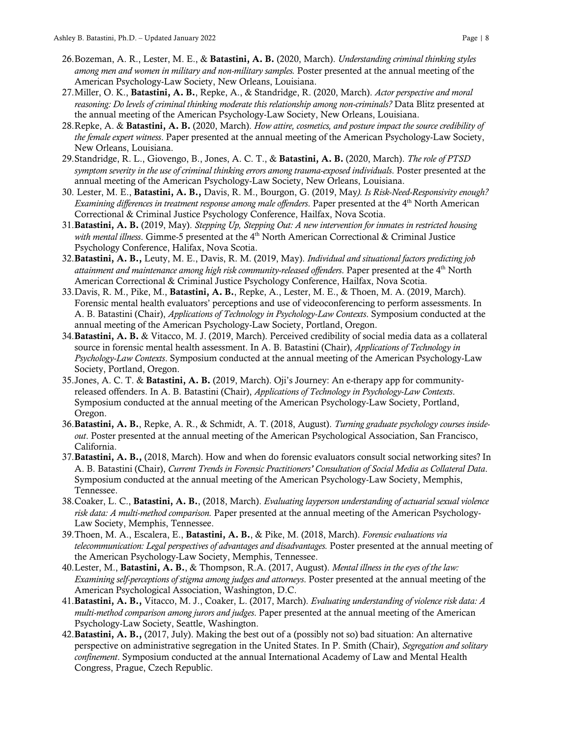26. Bozeman, A. R., Lester, M. E., & **Batastini, A. B.** (2020, March). *Understanding criminal thinking styles among men and women in military and non-military samples.* Poster presented at the annual meeting of the American Psychology-Law Society, New Orleans, Louisiana.
27. Miller, O. K., **Batastini, A. B.**, Repke, A., & Standridge, R. (2020, March). *Actor perspective and moral reasoning: Do levels of criminal thinking moderate this relationship among non-criminals?* Data Blitz presented at the annual meeting of the American Psychology-Law Society, New Orleans, Louisiana.
28. Repke, A. & **Batastini, A. B.** (2020, March). *How attire, cosmetics, and posture impact the source credibility of the female expert witness*. Paper presented at the annual meeting of the American Psychology-Law Society, New Orleans, Louisiana.
29. Standridge, R. L., Giovengo, B., Jones, A. C. T., & **Batastini, A. B.** (2020, March). *The role of PTSD symptom severity in the use of criminal thinking errors among trauma-exposed individuals*. Poster presented at the annual meeting of the American Psychology-Law Society, New Orleans, Louisiana.
30. Lester, M. E., **Batastini, A. B.,** Davis, R. M., Bourgon, G. (2019, May*). Is Risk-Need-Responsivity enough? Examining differences in treatment response among male offenders*. Paper presented at the 4th North American Correctional & Criminal Justice Psychology Conference, Hailfax, Nova Scotia.
31. **Batastini, A. B.** (2019, May). *Stepping Up, Stepping Out: A new intervention for inmates in restricted housing with mental illness*. Gimme-5 presented at the 4th North American Correctional & Criminal Justice Psychology Conference, Halifax, Nova Scotia.
32. **Batastini, A. B.,** Leuty, M. E., Davis, R. M. (2019, May). *Individual and situational factors predicting job attainment and maintenance among high risk community-released offenders*. Paper presented at the 4th North American Correctional & Criminal Justice Psychology Conference, Hailfax, Nova Scotia.
33. Davis, R. M., Pike, M., **Batastini, A. B.**, Repke, A., Lester, M. E., & Thoen, M. A. (2019, March). Forensic mental health evaluators' perceptions and use of videoconferencing to perform assessments. In A. B. Batastini (Chair), *Applications of Technology in Psychology-Law Contexts*. Symposium conducted at the annual meeting of the American Psychology-Law Society, Portland, Oregon.
34. **Batastini, A. B.** & Vitacco, M. J. (2019, March). Perceived credibility of social media data as a collateral source in forensic mental health assessment. In A. B. Batastini (Chair), *Applications of Technology in Psychology-Law Contexts*. Symposium conducted at the annual meeting of the American Psychology-Law Society, Portland, Oregon.
35. Jones, A. C. T. & **Batastini, A. B.** (2019, March). Oji's Journey: An e-therapy app for community-released offenders. In A. B. Batastini (Chair), *Applications of Technology in Psychology-Law Contexts*. Symposium conducted at the annual meeting of the American Psychology-Law Society, Portland, Oregon.
36. **Batastini, A. B.**, Repke, A. R., & Schmidt, A. T. (2018, August). *Turning graduate psychology courses inside-out*. Poster presented at the annual meeting of the American Psychological Association, San Francisco, California.
37. **Batastini, A. B.,** (2018, March). How and when do forensic evaluators consult social networking sites? In A. B. Batastini (Chair), *Current Trends in Forensic Practitioners' Consultation of Social Media as Collateral Data*. Symposium conducted at the annual meeting of the American Psychology-Law Society, Memphis, Tennessee.
38. Coaker, L. C., **Batastini, A. B.**, (2018, March). *Evaluating layperson understanding of actuarial sexual violence risk data: A multi-method comparison.* Paper presented at the annual meeting of the American Psychology-Law Society, Memphis, Tennessee.
39. Thoen, M. A., Escalera, E., **Batastini, A. B.**, & Pike, M. (2018, March). *Forensic evaluations via telecommunication: Legal perspectives of advantages and disadvantages.* Poster presented at the annual meeting of the American Psychology-Law Society, Memphis, Tennessee.
40. Lester, M., **Batastini, A. B.**, & Thompson, R.A. (2017, August). *Mental illness in the eyes of the law: Examining self-perceptions of stigma among judges and attorneys*. Poster presented at the annual meeting of the American Psychological Association, Washington, D.C.
41. **Batastini, A. B.,** Vitacco, M. J., Coaker, L. (2017, March). *Evaluating understanding of violence risk data: A multi-method comparison among jurors and judges*. Paper presented at the annual meeting of the American Psychology-Law Society, Seattle, Washington.
42. **Batastini, A. B.,** (2017, July). Making the best out of a (possibly not so) bad situation: An alternative perspective on administrative segregation in the United States. In P. Smith (Chair), *Segregation and solitary confinement*. Symposium conducted at the annual International Academy of Law and Mental Health Congress, Prague, Czech Republic.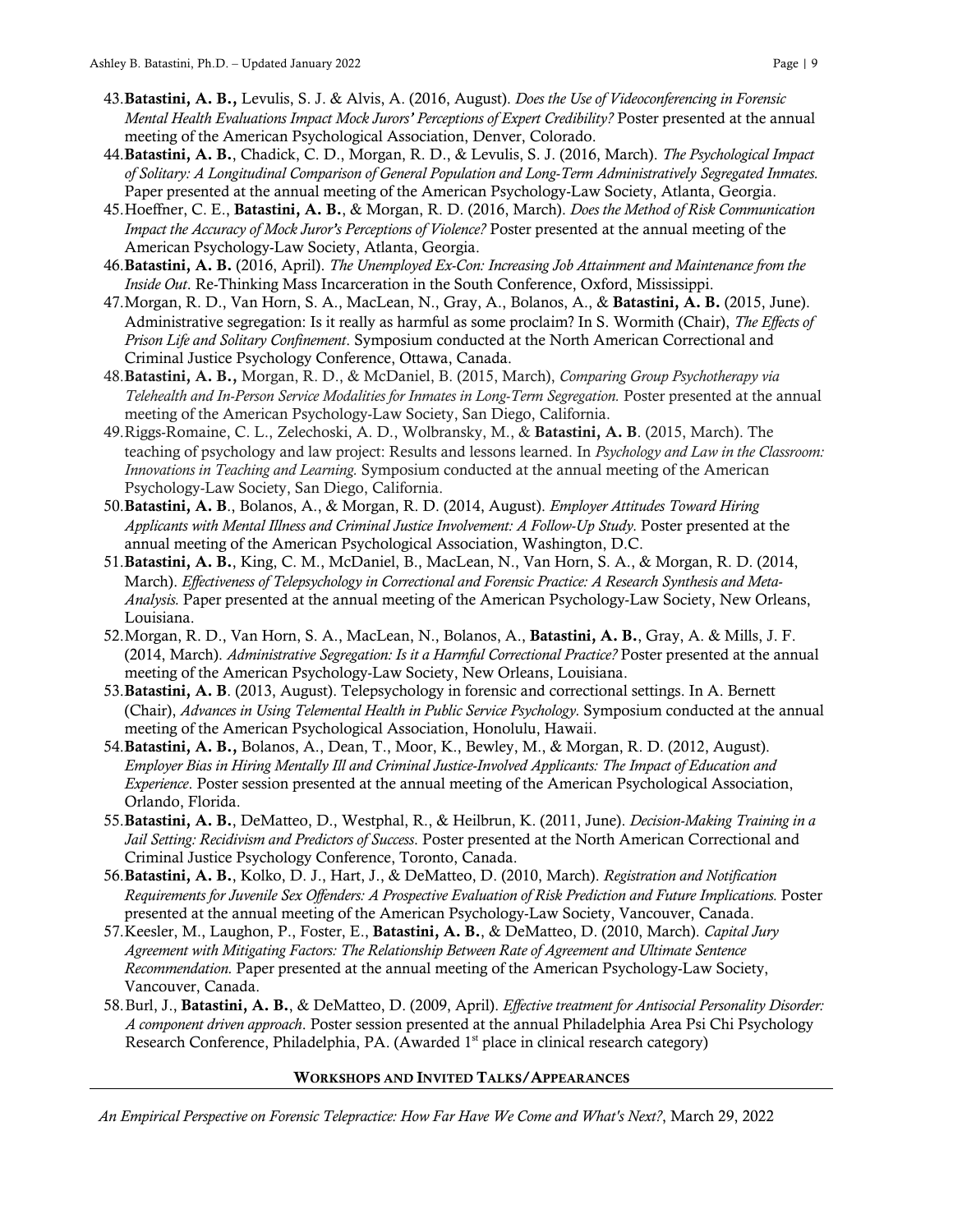43. **Batastini, A. B.,** Levulis, S. J. & Alvis, A. (2016, August). *Does the Use of Videoconferencing in Forensic Mental Health Evaluations Impact Mock Jurors' Perceptions of Expert Credibility?* Poster presented at the annual meeting of the American Psychological Association, Denver, Colorado.
44. **Batastini, A. B.**, Chadick, C. D., Morgan, R. D., & Levulis, S. J. (2016, March). *The Psychological Impact of Solitary: A Longitudinal Comparison of General Population and Long-Term Administratively Segregated Inmates.* Paper presented at the annual meeting of the American Psychology-Law Society, Atlanta, Georgia.
45. Hoeffner, C. E., **Batastini, A. B.**, & Morgan, R. D. (2016, March). *Does the Method of Risk Communication Impact the Accuracy of Mock Juror's Perceptions of Violence?* Poster presented at the annual meeting of the American Psychology-Law Society, Atlanta, Georgia.
46. **Batastini, A. B.** (2016, April). *The Unemployed Ex-Con: Increasing Job Attainment and Maintenance from the Inside Out*. Re-Thinking Mass Incarceration in the South Conference, Oxford, Mississippi.
47. Morgan, R. D., Van Horn, S. A., MacLean, N., Gray, A., Bolanos, A., & **Batastini, A. B.** (2015, June). Administrative segregation: Is it really as harmful as some proclaim? In S. Wormith (Chair), *The Effects of Prison Life and Solitary Confinement*. Symposium conducted at the North American Correctional and Criminal Justice Psychology Conference, Ottawa, Canada.
48. **Batastini, A. B.,** Morgan, R. D., & McDaniel, B. (2015, March), *Comparing Group Psychotherapy via Telehealth and In-Person Service Modalities for Inmates in Long-Term Segregation.* Poster presented at the annual meeting of the American Psychology-Law Society, San Diego, California.
49. Riggs-Romaine, C. L., Zelechoski, A. D., Wolbransky, M., & **Batastini, A. B**. (2015, March). The teaching of psychology and law project: Results and lessons learned. In *Psychology and Law in the Classroom: Innovations in Teaching and Learning.* Symposium conducted at the annual meeting of the American Psychology-Law Society, San Diego, California.
50. **Batastini, A. B**., Bolanos, A., & Morgan, R. D. (2014, August). *Employer Attitudes Toward Hiring Applicants with Mental Illness and Criminal Justice Involvement: A Follow-Up Study.* Poster presented at the annual meeting of the American Psychological Association, Washington, D.C.
51. **Batastini, A. B.**, King, C. M., McDaniel, B., MacLean, N., Van Horn, S. A., & Morgan, R. D. (2014, March). *Effectiveness of Telepsychology in Correctional and Forensic Practice: A Research Synthesis and Meta-Analysis.* Paper presented at the annual meeting of the American Psychology-Law Society, New Orleans, Louisiana.
52. Morgan, R. D., Van Horn, S. A., MacLean, N., Bolanos, A., **Batastini, A. B.**, Gray, A. & Mills, J. F. (2014, March). *Administrative Segregation: Is it a Harmful Correctional Practice?* Poster presented at the annual meeting of the American Psychology-Law Society, New Orleans, Louisiana.
53. **Batastini, A. B**. (2013, August). Telepsychology in forensic and correctional settings. In A. Bernett (Chair), *Advances in Using Telemental Health in Public Service Psychology*. Symposium conducted at the annual meeting of the American Psychological Association, Honolulu, Hawaii.
54. **Batastini, A. B.,** Bolanos, A., Dean, T., Moor, K., Bewley, M., & Morgan, R. D. (2012, August). *Employer Bias in Hiring Mentally Ill and Criminal Justice-Involved Applicants: The Impact of Education and Experience*. Poster session presented at the annual meeting of the American Psychological Association, Orlando, Florida.
55. **Batastini, A. B.**, DeMatteo, D., Westphal, R., & Heilbrun, K. (2011, June). *Decision-Making Training in a Jail Setting: Recidivism and Predictors of Success*. Poster presented at the North American Correctional and Criminal Justice Psychology Conference, Toronto, Canada.
56. **Batastini, A. B.**, Kolko, D. J., Hart, J., & DeMatteo, D. (2010, March). *Registration and Notification Requirements for Juvenile Sex Offenders: A Prospective Evaluation of Risk Prediction and Future Implications.* Poster presented at the annual meeting of the American Psychology-Law Society, Vancouver, Canada.
57. Keesler, M., Laughon, P., Foster, E., **Batastini, A. B.**, & DeMatteo, D. (2010, March). *Capital Jury Agreement with Mitigating Factors: The Relationship Between Rate of Agreement and Ultimate Sentence Recommendation.* Paper presented at the annual meeting of the American Psychology-Law Society, Vancouver, Canada.
58. Burl, J., **Batastini, A. B.**, & DeMatteo, D. (2009, April). *Effective treatment for Antisocial Personality Disorder: A component driven approach*. Poster session presented at the annual Philadelphia Area Psi Chi Psychology Research Conference, Philadelphia, PA. (Awarded 1st place in clinical research category)

## WORKSHOPS AND INVITED TALKS/APPEARANCES

*An Empirical Perspective on Forensic Telepractice: How Far Have We Come and What's Next?*, March 29, 2022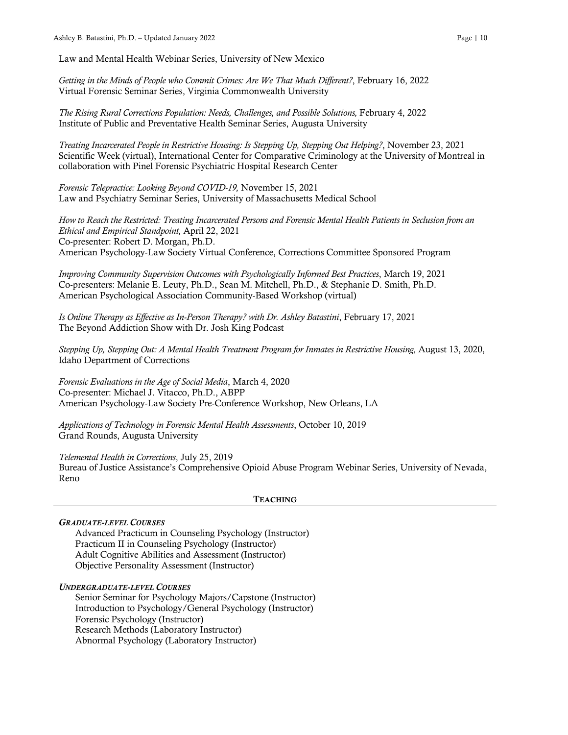Law and Mental Health Webinar Series, University of New Mexico

*Getting in the Minds of People who Commit Crimes: Are We That Much Different?*, February 16, 2022
Virtual Forensic Seminar Series, Virginia Commonwealth University

*The Rising Rural Corrections Population: Needs, Challenges, and Possible Solutions,* February 4, 2022
Institute of Public and Preventative Health Seminar Series, Augusta University

*Treating Incarcerated People in Restrictive Housing: Is Stepping Up, Stepping Out Helping?*, November 23, 2021
Scientific Week (virtual), International Center for Comparative Criminology at the University of Montreal in collaboration with Pinel Forensic Psychiatric Hospital Research Center

*Forensic Telepractice: Looking Beyond COVID-19,* November 15, 2021
Law and Psychiatry Seminar Series, University of Massachusetts Medical School

*How to Reach the Restricted: Treating Incarcerated Persons and Forensic Mental Health Patients in Seclusion from an Ethical and Empirical Standpoint,* April 22, 2021
Co-presenter: Robert D. Morgan, Ph.D.
American Psychology-Law Society Virtual Conference, Corrections Committee Sponsored Program

*Improving Community Supervision Outcomes with Psychologically Informed Best Practices*, March 19, 2021
Co-presenters: Melanie E. Leuty, Ph.D., Sean M. Mitchell, Ph.D., & Stephanie D. Smith, Ph.D.
American Psychological Association Community-Based Workshop (virtual)

*Is Online Therapy as Effective as In-Person Therapy? with Dr. Ashley Batastini*, February 17, 2021
The Beyond Addiction Show with Dr. Josh King Podcast

*Stepping Up, Stepping Out: A Mental Health Treatment Program for Inmates in Restrictive Housing,* August 13, 2020, Idaho Department of Corrections

*Forensic Evaluations in the Age of Social Media*, March 4, 2020
Co-presenter: Michael J. Vitacco, Ph.D., ABPP
American Psychology-Law Society Pre-Conference Workshop, New Orleans, LA

*Applications of Technology in Forensic Mental Health Assessments*, October 10, 2019
Grand Rounds, Augusta University

*Telemental Health in Corrections*, July 25, 2019
Bureau of Justice Assistance's Comprehensive Opioid Abuse Program Webinar Series, University of Nevada, Reno

## TEACHING

***GRADUATE-LEVEL COURSES***

- Advanced Practicum in Counseling Psychology (Instructor)
- Practicum II in Counseling Psychology (Instructor)
- Adult Cognitive Abilities and Assessment (Instructor)
- Objective Personality Assessment (Instructor)

***UNDERGRADUATE-LEVEL COURSES***

- Senior Seminar for Psychology Majors/Capstone (Instructor)
- Introduction to Psychology/General Psychology (Instructor)
- Forensic Psychology (Instructor)
- Research Methods (Laboratory Instructor)
- Abnormal Psychology (Laboratory Instructor)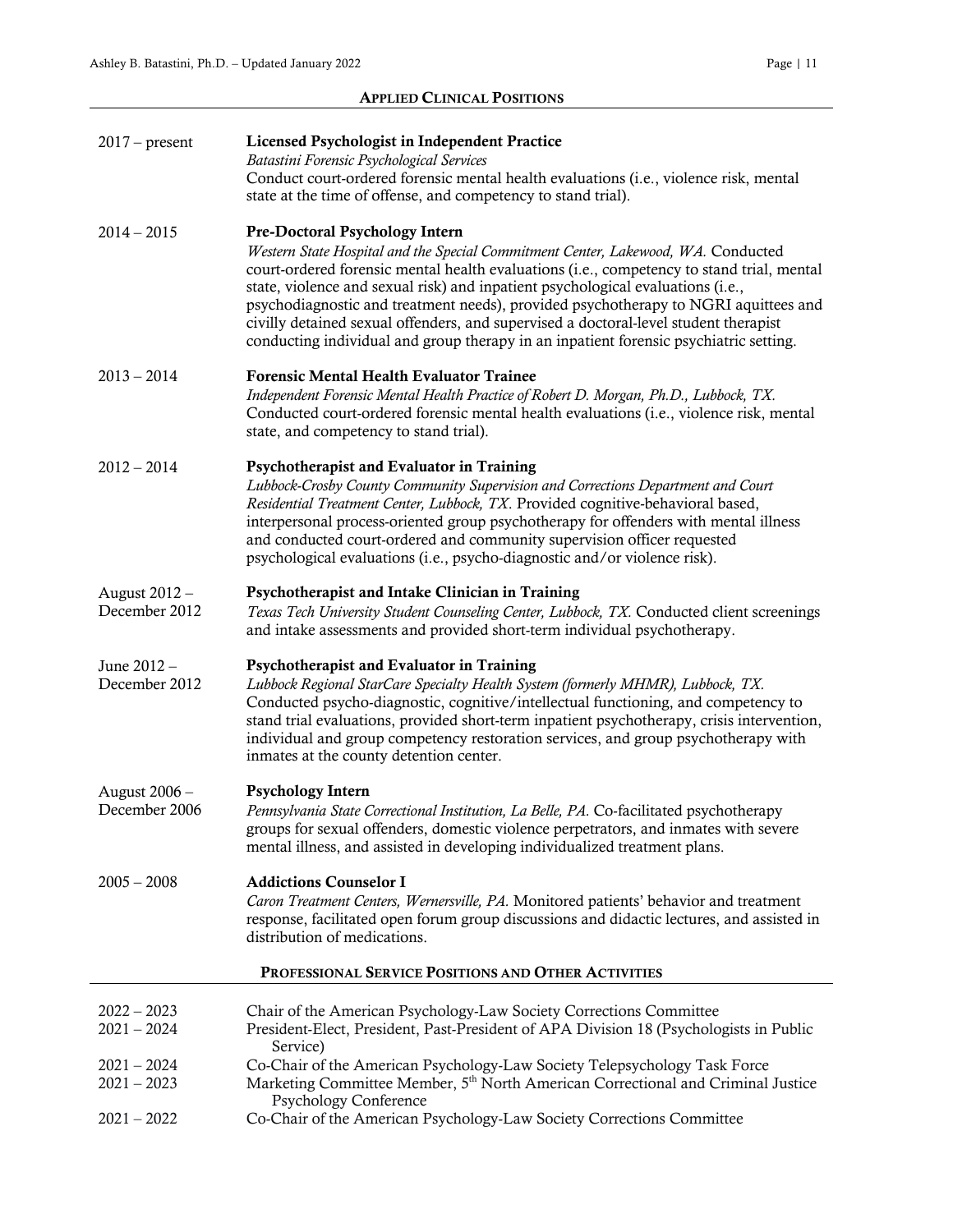## Applied Clinical Positions

2017 – present
**Licensed Psychologist in Independent Practice**
*Batastini Forensic Psychological Services*
Conduct court-ordered forensic mental health evaluations (i.e., violence risk, mental state at the time of offense, and competency to stand trial).

2014 – 2015
**Pre-Doctoral Psychology Intern**
*Western State Hospital and the Special Commitment Center, Lakewood, WA.* Conducted court-ordered forensic mental health evaluations (i.e., competency to stand trial, mental state, violence and sexual risk) and inpatient psychological evaluations (i.e., psychodiagnostic and treatment needs), provided psychotherapy to NGRI aquittees and civilly detained sexual offenders, and supervised a doctoral-level student therapist conducting individual and group therapy in an inpatient forensic psychiatric setting.

2013 – 2014
**Forensic Mental Health Evaluator Trainee**
*Independent Forensic Mental Health Practice of Robert D. Morgan, Ph.D., Lubbock, TX.* Conducted court-ordered forensic mental health evaluations (i.e., violence risk, mental state, and competency to stand trial).

2012 – 2014
**Psychotherapist and Evaluator in Training**
*Lubbock-Crosby County Community Supervision and Corrections Department and Court Residential Treatment Center, Lubbock, TX.* Provided cognitive-behavioral based, interpersonal process-oriented group psychotherapy for offenders with mental illness and conducted court-ordered and community supervision officer requested psychological evaluations (i.e., psycho-diagnostic and/or violence risk).

August 2012 – December 2012
**Psychotherapist and Intake Clinician in Training**
*Texas Tech University Student Counseling Center, Lubbock, TX.* Conducted client screenings and intake assessments and provided short-term individual psychotherapy.

June 2012 – December 2012
**Psychotherapist and Evaluator in Training**
*Lubbock Regional StarCare Specialty Health System (formerly MHMR), Lubbock, TX.* Conducted psycho-diagnostic, cognitive/intellectual functioning, and competency to stand trial evaluations, provided short-term inpatient psychotherapy, crisis intervention, individual and group competency restoration services, and group psychotherapy with inmates at the county detention center.

August 2006 – December 2006
**Psychology Intern**
*Pennsylvania State Correctional Institution, La Belle, PA.* Co-facilitated psychotherapy groups for sexual offenders, domestic violence perpetrators, and inmates with severe mental illness, and assisted in developing individualized treatment plans.

2005 – 2008
**Addictions Counselor I**
*Caron Treatment Centers, Wernersville, PA.* Monitored patients' behavior and treatment response, facilitated open forum group discussions and didactic lectures, and assisted in distribution of medications.

## Professional Service Positions and Other Activities

2022 – 2023 Chair of the American Psychology-Law Society Corrections Committee
2021 – 2024 President-Elect, President, Past-President of APA Division 18 (Psychologists in Public Service)
2021 – 2024 Co-Chair of the American Psychology-Law Society Telepsychology Task Force
2021 – 2023 Marketing Committee Member, 5th North American Correctional and Criminal Justice Psychology Conference
2021 – 2022 Co-Chair of the American Psychology-Law Society Corrections Committee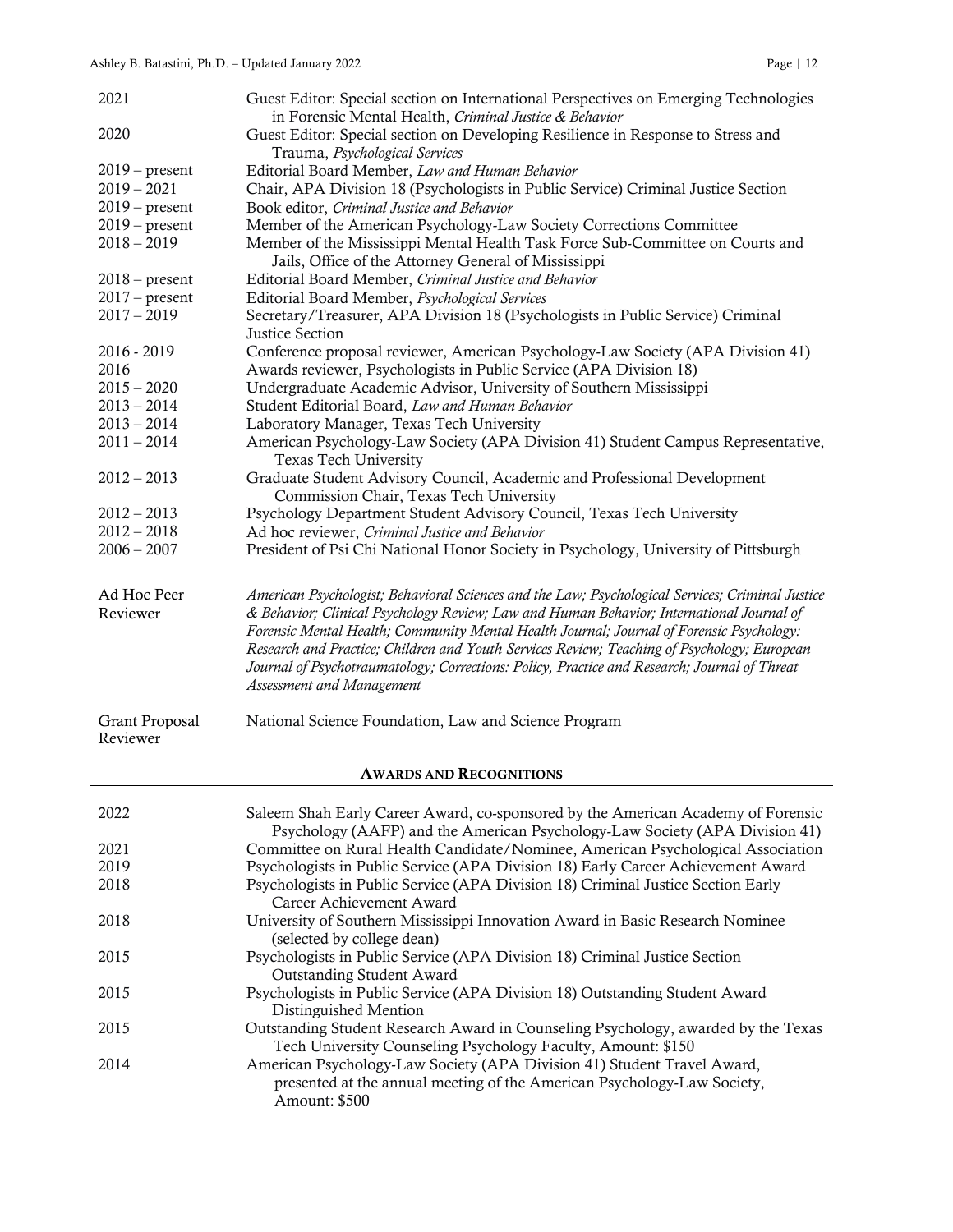| | |
|---|---|
| 2021 | Guest Editor: Special section on International Perspectives on Emerging Technologies in Forensic Mental Health, *Criminal Justice & Behavior* |
| 2020 | Guest Editor: Special section on Developing Resilience in Response to Stress and Trauma, *Psychological Services* |
| 2019 – present | Editorial Board Member, *Law and Human Behavior* |
| 2019 – 2021 | Chair, APA Division 18 (Psychologists in Public Service) Criminal Justice Section |
| 2019 – present | Book editor, *Criminal Justice and Behavior* |
| 2019 – present | Member of the American Psychology-Law Society Corrections Committee |
| 2018 – 2019 | Member of the Mississippi Mental Health Task Force Sub-Committee on Courts and Jails, Office of the Attorney General of Mississippi |
| 2018 – present | Editorial Board Member, *Criminal Justice and Behavior* |
| 2017 – present | Editorial Board Member, *Psychological Services* |
| 2017 – 2019 | Secretary/Treasurer, APA Division 18 (Psychologists in Public Service) Criminal Justice Section |
| 2016 - 2019 | Conference proposal reviewer, American Psychology-Law Society (APA Division 41) |
| 2016 | Awards reviewer, Psychologists in Public Service (APA Division 18) |
| 2015 – 2020 | Undergraduate Academic Advisor, University of Southern Mississippi |
| 2013 – 2014 | Student Editorial Board, *Law and Human Behavior* |
| 2013 – 2014 | Laboratory Manager, Texas Tech University |
| 2011 – 2014 | American Psychology-Law Society (APA Division 41) Student Campus Representative, Texas Tech University |
| 2012 – 2013 | Graduate Student Advisory Council, Academic and Professional Development Commission Chair, Texas Tech University |
| 2012 – 2013 | Psychology Department Student Advisory Council, Texas Tech University |
| 2012 – 2018 | Ad hoc reviewer, *Criminal Justice and Behavior* |
| 2006 – 2007 | President of Psi Chi National Honor Society in Psychology, University of Pittsburgh |
| Ad Hoc Peer Reviewer | *American Psychologist; Behavioral Sciences and the Law; Psychological Services; Criminal Justice & Behavior; Clinical Psychology Review; Law and Human Behavior; International Journal of Forensic Mental Health; Community Mental Health Journal; Journal of Forensic Psychology: Research and Practice; Children and Youth Services Review; Teaching of Psychology; European Journal of Psychotraumatology; Corrections: Policy, Practice and Research; Journal of Threat Assessment and Management* |
| Grant Proposal Reviewer | National Science Foundation, Law and Science Program |

## Awards and Recognitions

| | |
|---|---|
| 2022 | Saleem Shah Early Career Award, co-sponsored by the American Academy of Forensic Psychology (AAFP) and the American Psychology-Law Society (APA Division 41) |
| 2021 | Committee on Rural Health Candidate/Nominee, American Psychological Association |
| 2019 | Psychologists in Public Service (APA Division 18) Early Career Achievement Award |
| 2018 | Psychologists in Public Service (APA Division 18) Criminal Justice Section Early Career Achievement Award |
| 2018 | University of Southern Mississippi Innovation Award in Basic Research Nominee (selected by college dean) |
| 2015 | Psychologists in Public Service (APA Division 18) Criminal Justice Section Outstanding Student Award |
| 2015 | Psychologists in Public Service (APA Division 18) Outstanding Student Award Distinguished Mention |
| 2015 | Outstanding Student Research Award in Counseling Psychology, awarded by the Texas Tech University Counseling Psychology Faculty, Amount: $150 |
| 2014 | American Psychology-Law Society (APA Division 41) Student Travel Award, presented at the annual meeting of the American Psychology-Law Society, Amount: $500 |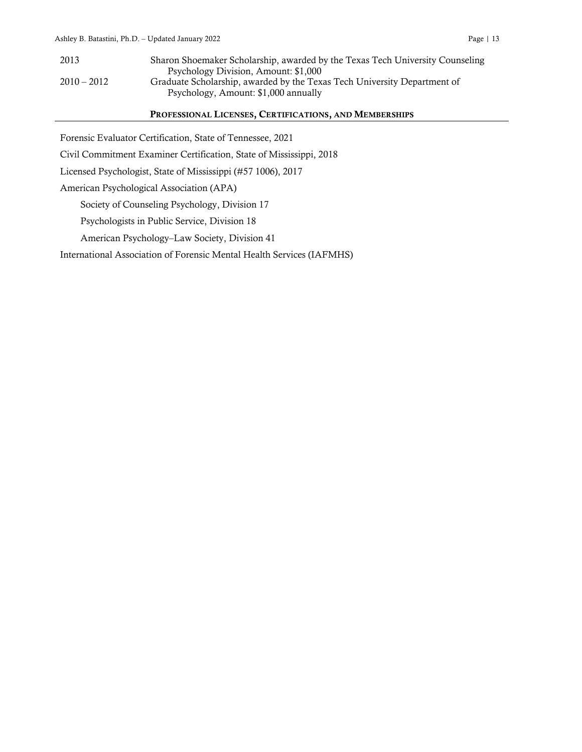| | |
|---|---|
| 2013 | Sharon Shoemaker Scholarship, awarded by the Texas Tech University Counseling Psychology Division, Amount: $1,000 |
| 2010 – 2012 | Graduate Scholarship, awarded by the Texas Tech University Department of Psychology, Amount: $1,000 annually |

## Professional Licenses, Certifications, and Memberships

Forensic Evaluator Certification, State of Tennessee, 2021

Civil Commitment Examiner Certification, State of Mississippi, 2018

Licensed Psychologist, State of Mississippi (#57 1006), 2017

American Psychological Association (APA)

- Society of Counseling Psychology, Division 17
- Psychologists in Public Service, Division 18
- American Psychology–Law Society, Division 41

International Association of Forensic Mental Health Services (IAFMHS)